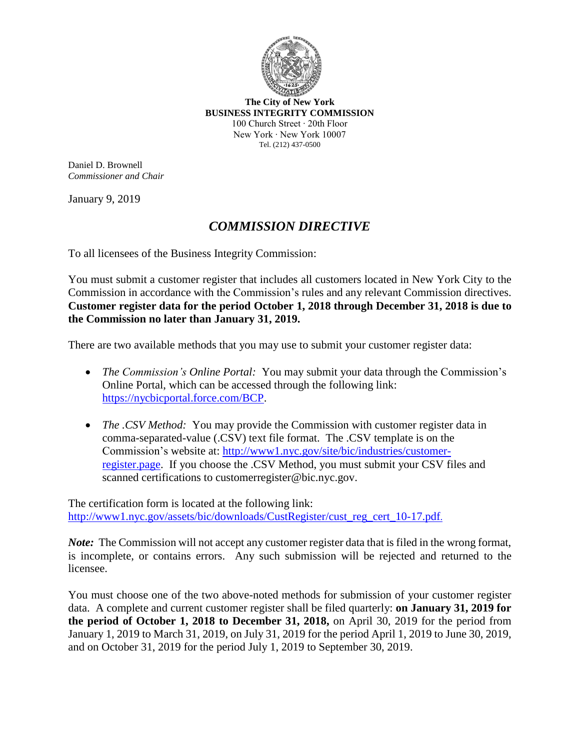**The City of New York**
**BUSINESS INTEGRITY COMMISSION**
100 Church Street · 20th Floor
New York · New York 10007
Tel. (212) 437-0500

Daniel D. Brownell
*Commissioner and Chair*

January 9, 2019

## *COMMISSION DIRECTIVE*

To all licensees of the Business Integrity Commission:

You must submit a customer register that includes all customers located in New York City to the Commission in accordance with the Commission's rules and any relevant Commission directives. **Customer register data for the period October 1, 2018 through December 31, 2018 is due to the Commission no later than January 31, 2019.**

There are two available methods that you may use to submit your customer register data:

- *The Commission's Online Portal:* You may submit your data through the Commission's Online Portal, which can be accessed through the following link: [https://nycbicportal.force.com/BCP](https://nycbicportal.force.com/BCP).

- *The .CSV Method:* You may provide the Commission with customer register data in comma-separated-value (.CSV) text file format. The .CSV template is on the Commission's website at: [http://www1.nyc.gov/site/bic/industries/customer-register.page](http://www1.nyc.gov/site/bic/industries/customer-register.page). If you choose the .CSV Method, you must submit your CSV files and scanned certifications to customerregister@bic.nyc.gov.

The certification form is located at the following link: [http://www1.nyc.gov/assets/bic/downloads/CustRegister/cust_reg_cert_10-17.pdf](http://www1.nyc.gov/assets/bic/downloads/CustRegister/cust_reg_cert_10-17.pdf).

***Note:*** The Commission will not accept any customer register data that is filed in the wrong format, is incomplete, or contains errors. Any such submission will be rejected and returned to the licensee.

You must choose one of the two above-noted methods for submission of your customer register data. A complete and current customer register shall be filed quarterly: **on January 31, 2019 for the period of October 1, 2018 to December 31, 2018,** on April 30, 2019 for the period from January 1, 2019 to March 31, 2019, on July 31, 2019 for the period April 1, 2019 to June 30, 2019, and on October 31, 2019 for the period July 1, 2019 to September 30, 2019.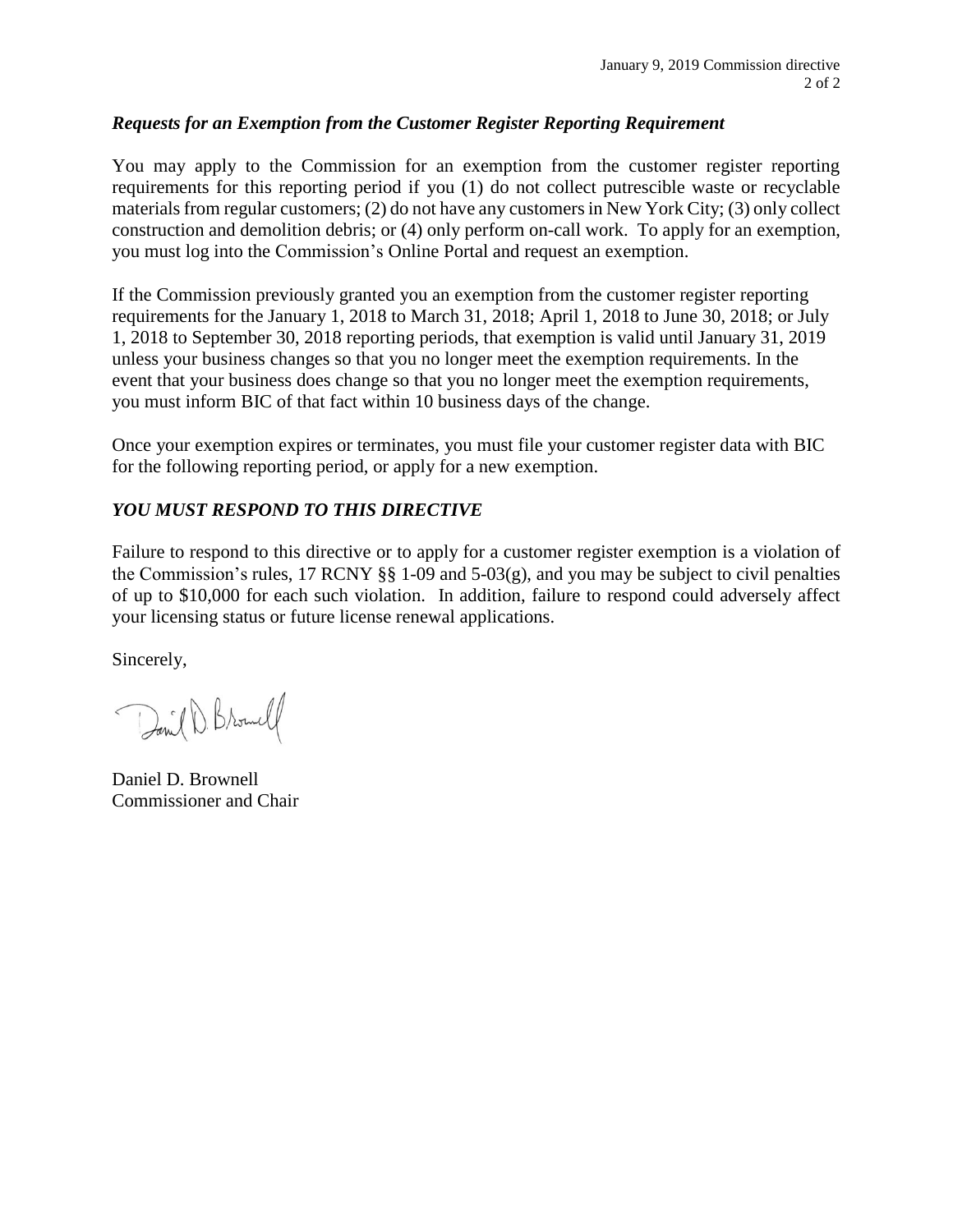### *Requests for an Exemption from the Customer Register Reporting Requirement*

You may apply to the Commission for an exemption from the customer register reporting requirements for this reporting period if you (1) do not collect putrescible waste or recyclable materials from regular customers; (2) do not have any customers in New York City; (3) only collect construction and demolition debris; or (4) only perform on-call work. To apply for an exemption, you must log into the Commission's Online Portal and request an exemption.

If the Commission previously granted you an exemption from the customer register reporting requirements for the January 1, 2018 to March 31, 2018; April 1, 2018 to June 30, 2018; or July 1, 2018 to September 30, 2018 reporting periods, that exemption is valid until January 31, 2019 unless your business changes so that you no longer meet the exemption requirements. In the event that your business does change so that you no longer meet the exemption requirements, you must inform BIC of that fact within 10 business days of the change.

Once your exemption expires or terminates, you must file your customer register data with BIC for the following reporting period, or apply for a new exemption.

### *YOU MUST RESPOND TO THIS DIRECTIVE*

Failure to respond to this directive or to apply for a customer register exemption is a violation of the Commission's rules, 17 RCNY §§ 1-09 and 5-03(g), and you may be subject to civil penalties of up to $10,000 for each such violation. In addition, failure to respond could adversely affect your licensing status or future license renewal applications.

Sincerely,

Daniel D. Brownell
Commissioner and Chair